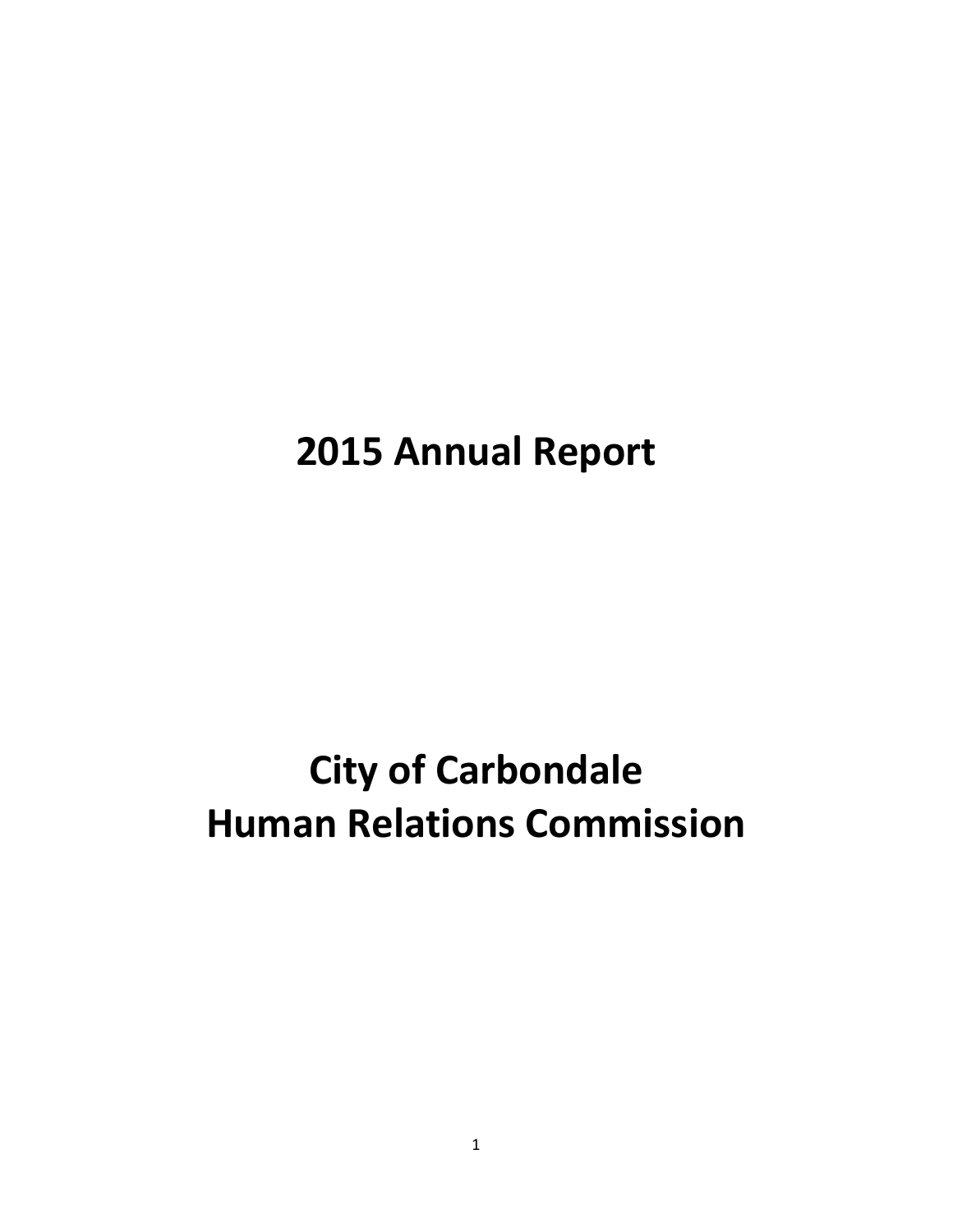# 2015 Annual Report

# City of Carbondale
# Human Relations Commission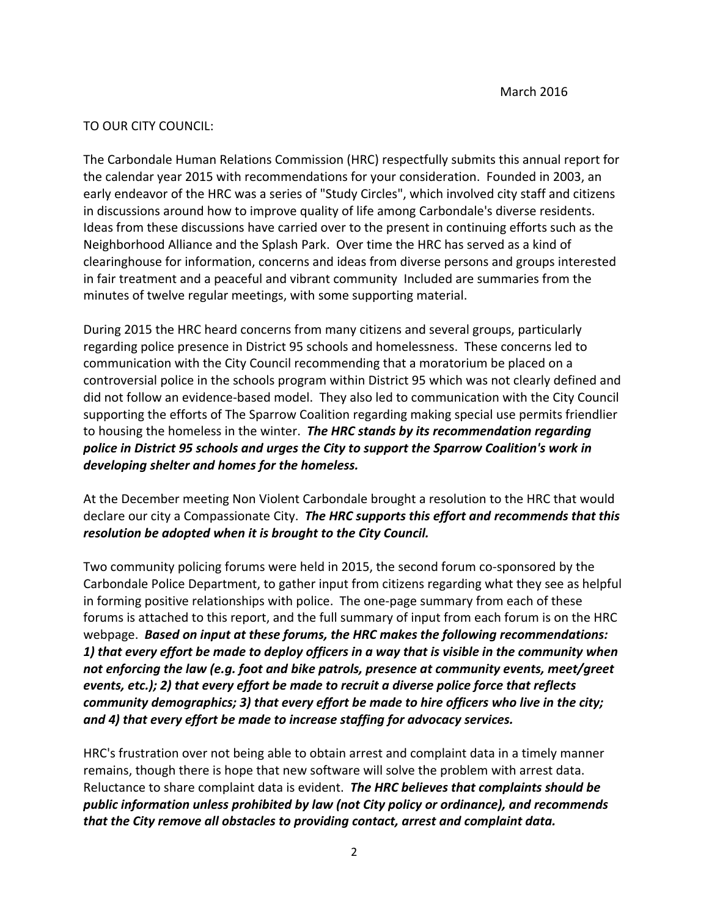March 2016

TO OUR CITY COUNCIL:

The Carbondale Human Relations Commission (HRC) respectfully submits this annual report for the calendar year 2015 with recommendations for your consideration. Founded in 2003, an early endeavor of the HRC was a series of "Study Circles", which involved city staff and citizens in discussions around how to improve quality of life among Carbondale's diverse residents. Ideas from these discussions have carried over to the present in continuing efforts such as the Neighborhood Alliance and the Splash Park. Over time the HRC has served as a kind of clearinghouse for information, concerns and ideas from diverse persons and groups interested in fair treatment and a peaceful and vibrant community Included are summaries from the minutes of twelve regular meetings, with some supporting material.

During 2015 the HRC heard concerns from many citizens and several groups, particularly regarding police presence in District 95 schools and homelessness. These concerns led to communication with the City Council recommending that a moratorium be placed on a controversial police in the schools program within District 95 which was not clearly defined and did not follow an evidence-based model. They also led to communication with the City Council supporting the efforts of The Sparrow Coalition regarding making special use permits friendlier to housing the homeless in the winter. ***The HRC stands by its recommendation regarding police in District 95 schools and urges the City to support the Sparrow Coalition's work in developing shelter and homes for the homeless.***

At the December meeting Non Violent Carbondale brought a resolution to the HRC that would declare our city a Compassionate City. ***The HRC supports this effort and recommends that this resolution be adopted when it is brought to the City Council.***

Two community policing forums were held in 2015, the second forum co-sponsored by the Carbondale Police Department, to gather input from citizens regarding what they see as helpful in forming positive relationships with police. The one-page summary from each of these forums is attached to this report, and the full summary of input from each forum is on the HRC webpage. ***Based on input at these forums, the HRC makes the following recommendations: 1) that every effort be made to deploy officers in a way that is visible in the community when not enforcing the law (e.g. foot and bike patrols, presence at community events, meet/greet events, etc.); 2) that every effort be made to recruit a diverse police force that reflects community demographics; 3) that every effort be made to hire officers who live in the city; and 4) that every effort be made to increase staffing for advocacy services.***

HRC's frustration over not being able to obtain arrest and complaint data in a timely manner remains, though there is hope that new software will solve the problem with arrest data. Reluctance to share complaint data is evident. ***The HRC believes that complaints should be public information unless prohibited by law (not City policy or ordinance), and recommends that the City remove all obstacles to providing contact, arrest and complaint data.***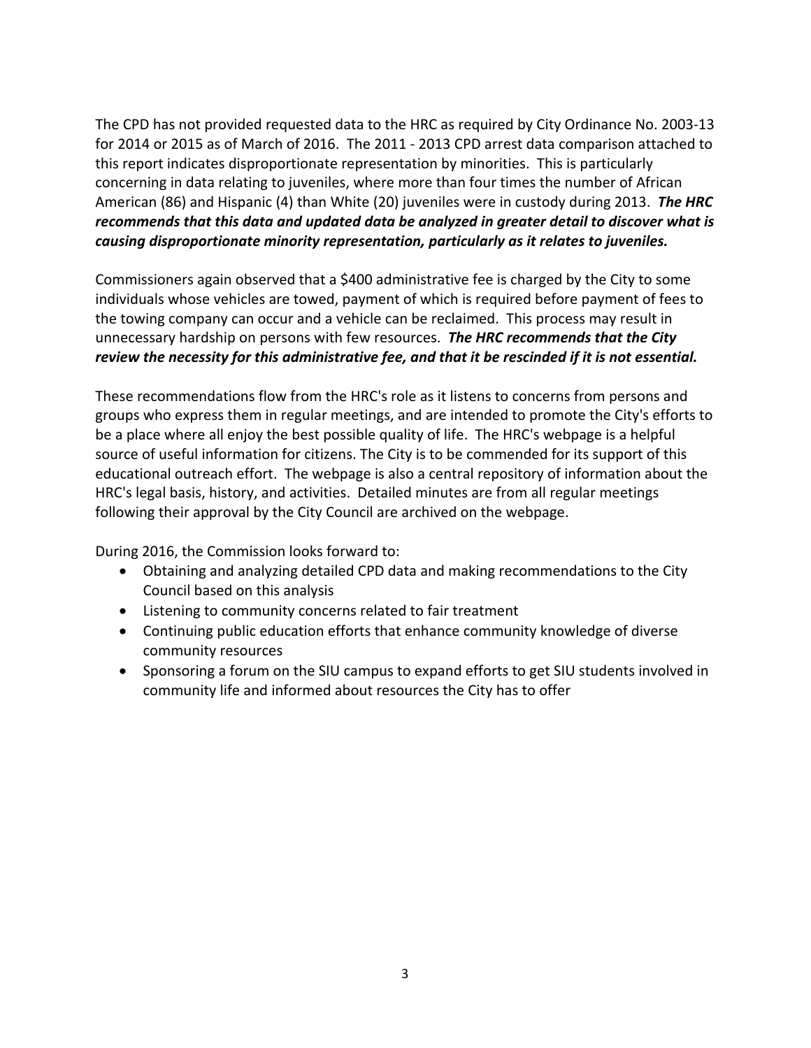The CPD has not provided requested data to the HRC as required by City Ordinance No. 2003-13 for 2014 or 2015 as of March of 2016. The 2011 - 2013 CPD arrest data comparison attached to this report indicates disproportionate representation by minorities. This is particularly concerning in data relating to juveniles, where more than four times the number of African American (86) and Hispanic (4) than White (20) juveniles were in custody during 2013. ***The HRC recommends that this data and updated data be analyzed in greater detail to discover what is causing disproportionate minority representation, particularly as it relates to juveniles.***

Commissioners again observed that a $400 administrative fee is charged by the City to some individuals whose vehicles are towed, payment of which is required before payment of fees to the towing company can occur and a vehicle can be reclaimed. This process may result in unnecessary hardship on persons with few resources. ***The HRC recommends that the City review the necessity for this administrative fee, and that it be rescinded if it is not essential.***

These recommendations flow from the HRC's role as it listens to concerns from persons and groups who express them in regular meetings, and are intended to promote the City's efforts to be a place where all enjoy the best possible quality of life. The HRC's webpage is a helpful source of useful information for citizens. The City is to be commended for its support of this educational outreach effort. The webpage is also a central repository of information about the HRC's legal basis, history, and activities. Detailed minutes are from all regular meetings following their approval by the City Council are archived on the webpage.

During 2016, the Commission looks forward to:

- Obtaining and analyzing detailed CPD data and making recommendations to the City Council based on this analysis
- Listening to community concerns related to fair treatment
- Continuing public education efforts that enhance community knowledge of diverse community resources
- Sponsoring a forum on the SIU campus to expand efforts to get SIU students involved in community life and informed about resources the City has to offer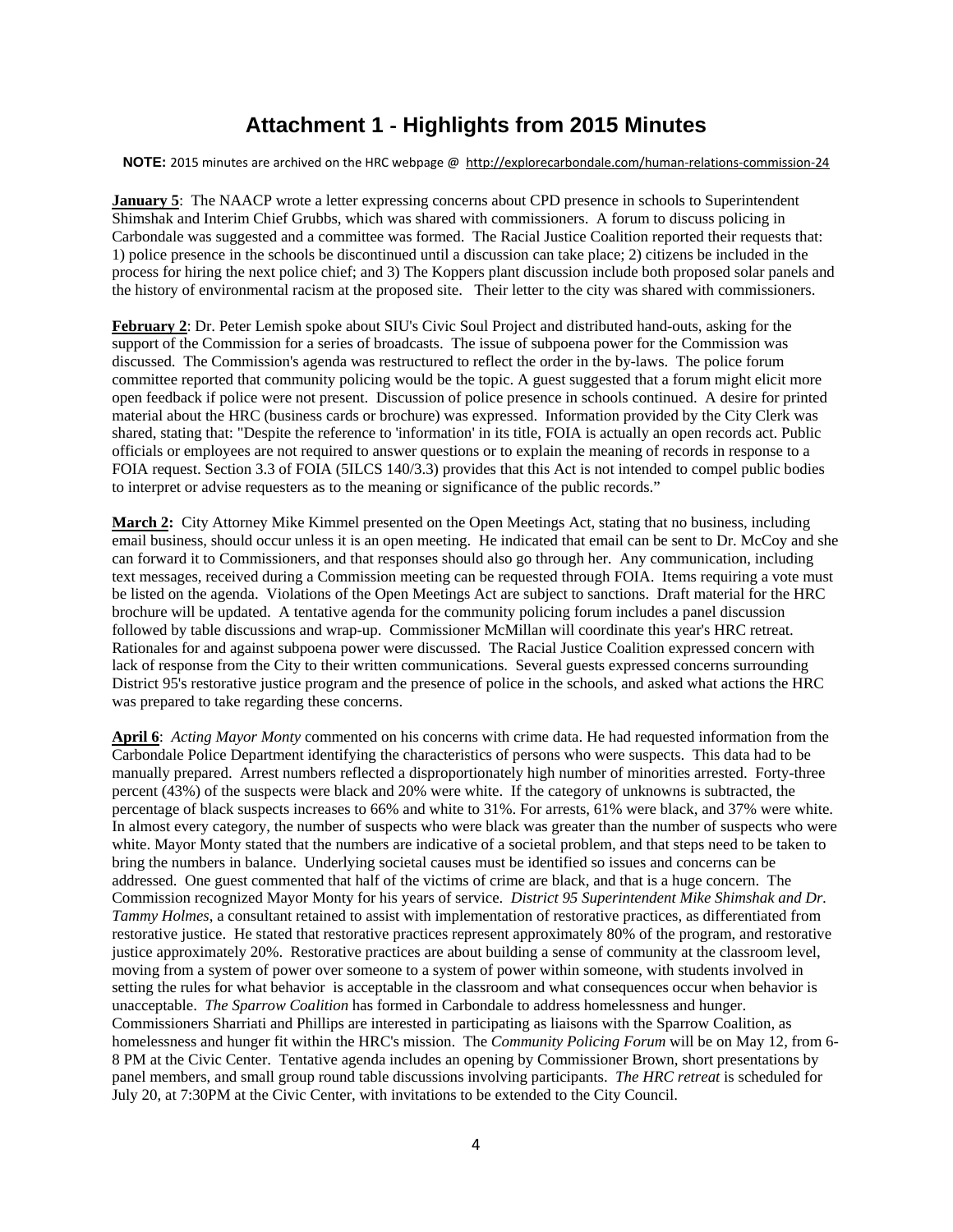# Attachment 1 - Highlights from 2015 Minutes

**NOTE:** 2015 minutes are archived on the HRC webpage @ http://explorecarbondale.com/human-relations-commission-24

**January 5**: The NAACP wrote a letter expressing concerns about CPD presence in schools to Superintendent Shimshak and Interim Chief Grubbs, which was shared with commissioners. A forum to discuss policing in Carbondale was suggested and a committee was formed. The Racial Justice Coalition reported their requests that: 1) police presence in the schools be discontinued until a discussion can take place; 2) citizens be included in the process for hiring the next police chief; and 3) The Koppers plant discussion include both proposed solar panels and the history of environmental racism at the proposed site. Their letter to the city was shared with commissioners.

**February 2**: Dr. Peter Lemish spoke about SIU's Civic Soul Project and distributed hand-outs, asking for the support of the Commission for a series of broadcasts. The issue of subpoena power for the Commission was discussed. The Commission's agenda was restructured to reflect the order in the by-laws. The police forum committee reported that community policing would be the topic. A guest suggested that a forum might elicit more open feedback if police were not present. Discussion of police presence in schools continued. A desire for printed material about the HRC (business cards or brochure) was expressed. Information provided by the City Clerk was shared, stating that: "Despite the reference to 'information' in its title, FOIA is actually an open records act. Public officials or employees are not required to answer questions or to explain the meaning of records in response to a FOIA request. Section 3.3 of FOIA (5ILCS 140/3.3) provides that this Act is not intended to compel public bodies to interpret or advise requesters as to the meaning or significance of the public records."

**March 2:** City Attorney Mike Kimmel presented on the Open Meetings Act, stating that no business, including email business, should occur unless it is an open meeting. He indicated that email can be sent to Dr. McCoy and she can forward it to Commissioners, and that responses should also go through her. Any communication, including text messages, received during a Commission meeting can be requested through FOIA. Items requiring a vote must be listed on the agenda. Violations of the Open Meetings Act are subject to sanctions. Draft material for the HRC brochure will be updated. A tentative agenda for the community policing forum includes a panel discussion followed by table discussions and wrap-up. Commissioner McMillan will coordinate this year's HRC retreat. Rationales for and against subpoena power were discussed. The Racial Justice Coalition expressed concern with lack of response from the City to their written communications. Several guests expressed concerns surrounding District 95's restorative justice program and the presence of police in the schools, and asked what actions the HRC was prepared to take regarding these concerns.

**April 6**: *Acting Mayor Monty* commented on his concerns with crime data. He had requested information from the Carbondale Police Department identifying the characteristics of persons who were suspects. This data had to be manually prepared. Arrest numbers reflected a disproportionately high number of minorities arrested. Forty-three percent (43%) of the suspects were black and 20% were white. If the category of unknowns is subtracted, the percentage of black suspects increases to 66% and white to 31%. For arrests, 61% were black, and 37% were white. In almost every category, the number of suspects who were black was greater than the number of suspects who were white. Mayor Monty stated that the numbers are indicative of a societal problem, and that steps need to be taken to bring the numbers in balance. Underlying societal causes must be identified so issues and concerns can be addressed. One guest commented that half of the victims of crime are black, and that is a huge concern. The Commission recognized Mayor Monty for his years of service. *District 95 Superintendent Mike Shimshak and Dr. Tammy Holmes*, a consultant retained to assist with implementation of restorative practices, as differentiated from restorative justice. He stated that restorative practices represent approximately 80% of the program, and restorative justice approximately 20%. Restorative practices are about building a sense of community at the classroom level, moving from a system of power over someone to a system of power within someone, with students involved in setting the rules for what behavior is acceptable in the classroom and what consequences occur when behavior is unacceptable. *The Sparrow Coalition* has formed in Carbondale to address homelessness and hunger. Commissioners Sharriati and Phillips are interested in participating as liaisons with the Sparrow Coalition, as homelessness and hunger fit within the HRC's mission. The *Community Policing Forum* will be on May 12, from 6-8 PM at the Civic Center. Tentative agenda includes an opening by Commissioner Brown, short presentations by panel members, and small group round table discussions involving participants. *The HRC retreat* is scheduled for July 20, at 7:30PM at the Civic Center, with invitations to be extended to the City Council.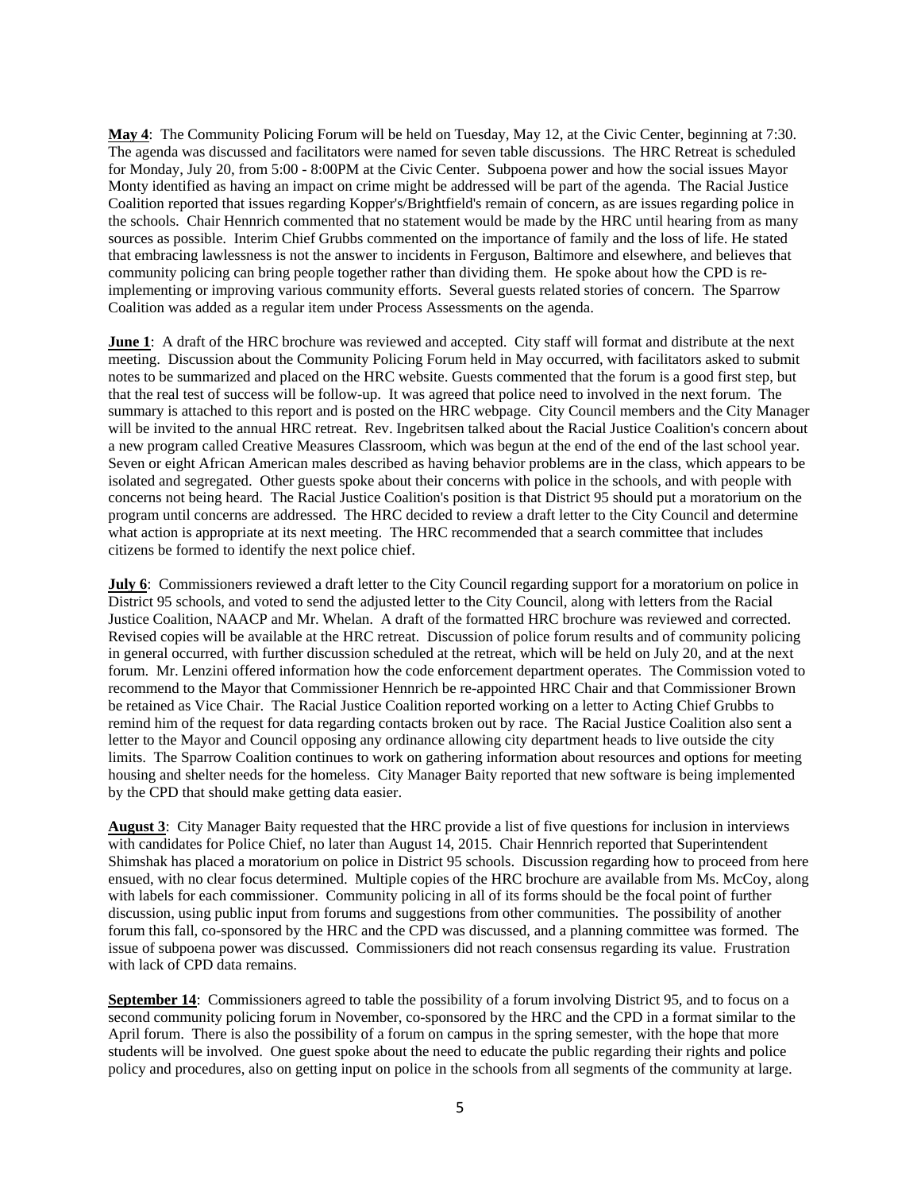**May 4**: The Community Policing Forum will be held on Tuesday, May 12, at the Civic Center, beginning at 7:30. The agenda was discussed and facilitators were named for seven table discussions. The HRC Retreat is scheduled for Monday, July 20, from 5:00 - 8:00PM at the Civic Center. Subpoena power and how the social issues Mayor Monty identified as having an impact on crime might be addressed will be part of the agenda. The Racial Justice Coalition reported that issues regarding Kopper's/Brightfield's remain of concern, as are issues regarding police in the schools. Chair Hennrich commented that no statement would be made by the HRC until hearing from as many sources as possible. Interim Chief Grubbs commented on the importance of family and the loss of life. He stated that embracing lawlessness is not the answer to incidents in Ferguson, Baltimore and elsewhere, and believes that community policing can bring people together rather than dividing them. He spoke about how the CPD is re-implementing or improving various community efforts. Several guests related stories of concern. The Sparrow Coalition was added as a regular item under Process Assessments on the agenda.

**June 1**: A draft of the HRC brochure was reviewed and accepted. City staff will format and distribute at the next meeting. Discussion about the Community Policing Forum held in May occurred, with facilitators asked to submit notes to be summarized and placed on the HRC website. Guests commented that the forum is a good first step, but that the real test of success will be follow-up. It was agreed that police need to involved in the next forum. The summary is attached to this report and is posted on the HRC webpage. City Council members and the City Manager will be invited to the annual HRC retreat. Rev. Ingebritsen talked about the Racial Justice Coalition's concern about a new program called Creative Measures Classroom, which was begun at the end of the end of the last school year. Seven or eight African American males described as having behavior problems are in the class, which appears to be isolated and segregated. Other guests spoke about their concerns with police in the schools, and with people with concerns not being heard. The Racial Justice Coalition's position is that District 95 should put a moratorium on the program until concerns are addressed. The HRC decided to review a draft letter to the City Council and determine what action is appropriate at its next meeting. The HRC recommended that a search committee that includes citizens be formed to identify the next police chief.

**July 6**: Commissioners reviewed a draft letter to the City Council regarding support for a moratorium on police in District 95 schools, and voted to send the adjusted letter to the City Council, along with letters from the Racial Justice Coalition, NAACP and Mr. Whelan. A draft of the formatted HRC brochure was reviewed and corrected. Revised copies will be available at the HRC retreat. Discussion of police forum results and of community policing in general occurred, with further discussion scheduled at the retreat, which will be held on July 20, and at the next forum. Mr. Lenzini offered information how the code enforcement department operates. The Commission voted to recommend to the Mayor that Commissioner Hennrich be re-appointed HRC Chair and that Commissioner Brown be retained as Vice Chair. The Racial Justice Coalition reported working on a letter to Acting Chief Grubbs to remind him of the request for data regarding contacts broken out by race. The Racial Justice Coalition also sent a letter to the Mayor and Council opposing any ordinance allowing city department heads to live outside the city limits. The Sparrow Coalition continues to work on gathering information about resources and options for meeting housing and shelter needs for the homeless. City Manager Baity reported that new software is being implemented by the CPD that should make getting data easier.

**August 3**: City Manager Baity requested that the HRC provide a list of five questions for inclusion in interviews with candidates for Police Chief, no later than August 14, 2015. Chair Hennrich reported that Superintendent Shimshak has placed a moratorium on police in District 95 schools. Discussion regarding how to proceed from here ensued, with no clear focus determined. Multiple copies of the HRC brochure are available from Ms. McCoy, along with labels for each commissioner. Community policing in all of its forms should be the focal point of further discussion, using public input from forums and suggestions from other communities. The possibility of another forum this fall, co-sponsored by the HRC and the CPD was discussed, and a planning committee was formed. The issue of subpoena power was discussed. Commissioners did not reach consensus regarding its value. Frustration with lack of CPD data remains.

**September 14**: Commissioners agreed to table the possibility of a forum involving District 95, and to focus on a second community policing forum in November, co-sponsored by the HRC and the CPD in a format similar to the April forum. There is also the possibility of a forum on campus in the spring semester, with the hope that more students will be involved. One guest spoke about the need to educate the public regarding their rights and police policy and procedures, also on getting input on police in the schools from all segments of the community at large.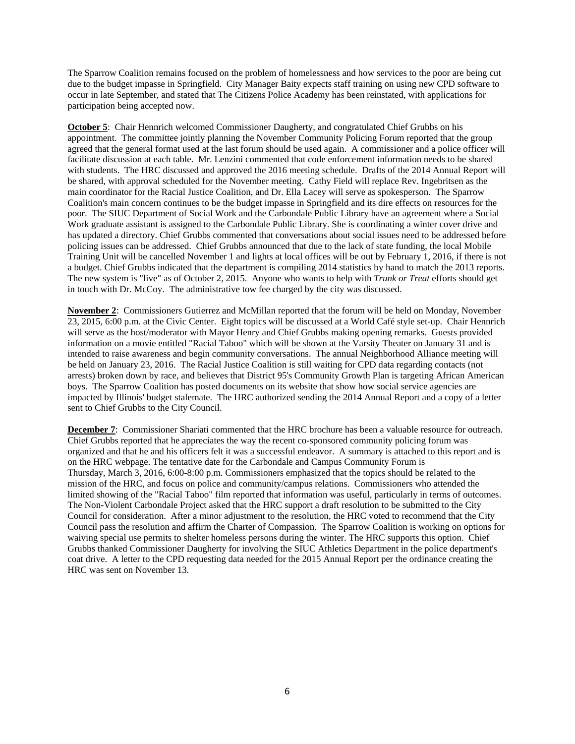The Sparrow Coalition remains focused on the problem of homelessness and how services to the poor are being cut due to the budget impasse in Springfield. City Manager Baity expects staff training on using new CPD software to occur in late September, and stated that The Citizens Police Academy has been reinstated, with applications for participation being accepted now.

**October 5**: Chair Hennrich welcomed Commissioner Daugherty, and congratulated Chief Grubbs on his appointment. The committee jointly planning the November Community Policing Forum reported that the group agreed that the general format used at the last forum should be used again. A commissioner and a police officer will facilitate discussion at each table. Mr. Lenzini commented that code enforcement information needs to be shared with students. The HRC discussed and approved the 2016 meeting schedule. Drafts of the 2014 Annual Report will be shared, with approval scheduled for the November meeting. Cathy Field will replace Rev. Ingebritsen as the main coordinator for the Racial Justice Coalition, and Dr. Ella Lacey will serve as spokesperson. The Sparrow Coalition's main concern continues to be the budget impasse in Springfield and its dire effects on resources for the poor. The SIUC Department of Social Work and the Carbondale Public Library have an agreement where a Social Work graduate assistant is assigned to the Carbondale Public Library. She is coordinating a winter cover drive and has updated a directory. Chief Grubbs commented that conversations about social issues need to be addressed before policing issues can be addressed. Chief Grubbs announced that due to the lack of state funding, the local Mobile Training Unit will be cancelled November 1 and lights at local offices will be out by February 1, 2016, if there is not a budget. Chief Grubbs indicated that the department is compiling 2014 statistics by hand to match the 2013 reports. The new system is "live" as of October 2, 2015. Anyone who wants to help with *Trunk or Treat* efforts should get in touch with Dr. McCoy. The administrative tow fee charged by the city was discussed.

**November 2**: Commissioners Gutierrez and McMillan reported that the forum will be held on Monday, November 23, 2015, 6:00 p.m. at the Civic Center. Eight topics will be discussed at a World Café style set-up. Chair Hennrich will serve as the host/moderator with Mayor Henry and Chief Grubbs making opening remarks. Guests provided information on a movie entitled "Racial Taboo" which will be shown at the Varsity Theater on January 31 and is intended to raise awareness and begin community conversations. The annual Neighborhood Alliance meeting will be held on January 23, 2016. The Racial Justice Coalition is still waiting for CPD data regarding contacts (not arrests) broken down by race, and believes that District 95's Community Growth Plan is targeting African American boys. The Sparrow Coalition has posted documents on its website that show how social service agencies are impacted by Illinois' budget stalemate. The HRC authorized sending the 2014 Annual Report and a copy of a letter sent to Chief Grubbs to the City Council.

**December 7**: Commissioner Shariati commented that the HRC brochure has been a valuable resource for outreach. Chief Grubbs reported that he appreciates the way the recent co-sponsored community policing forum was organized and that he and his officers felt it was a successful endeavor. A summary is attached to this report and is on the HRC webpage. The tentative date for the Carbondale and Campus Community Forum is Thursday, March 3, 2016, 6:00-8:00 p.m. Commissioners emphasized that the topics should be related to the mission of the HRC, and focus on police and community/campus relations. Commissioners who attended the limited showing of the "Racial Taboo" film reported that information was useful, particularly in terms of outcomes. The Non-Violent Carbondale Project asked that the HRC support a draft resolution to be submitted to the City Council for consideration. After a minor adjustment to the resolution, the HRC voted to recommend that the City Council pass the resolution and affirm the Charter of Compassion. The Sparrow Coalition is working on options for waiving special use permits to shelter homeless persons during the winter. The HRC supports this option. Chief Grubbs thanked Commissioner Daugherty for involving the SIUC Athletics Department in the police department's coat drive. A letter to the CPD requesting data needed for the 2015 Annual Report per the ordinance creating the HRC was sent on November 13.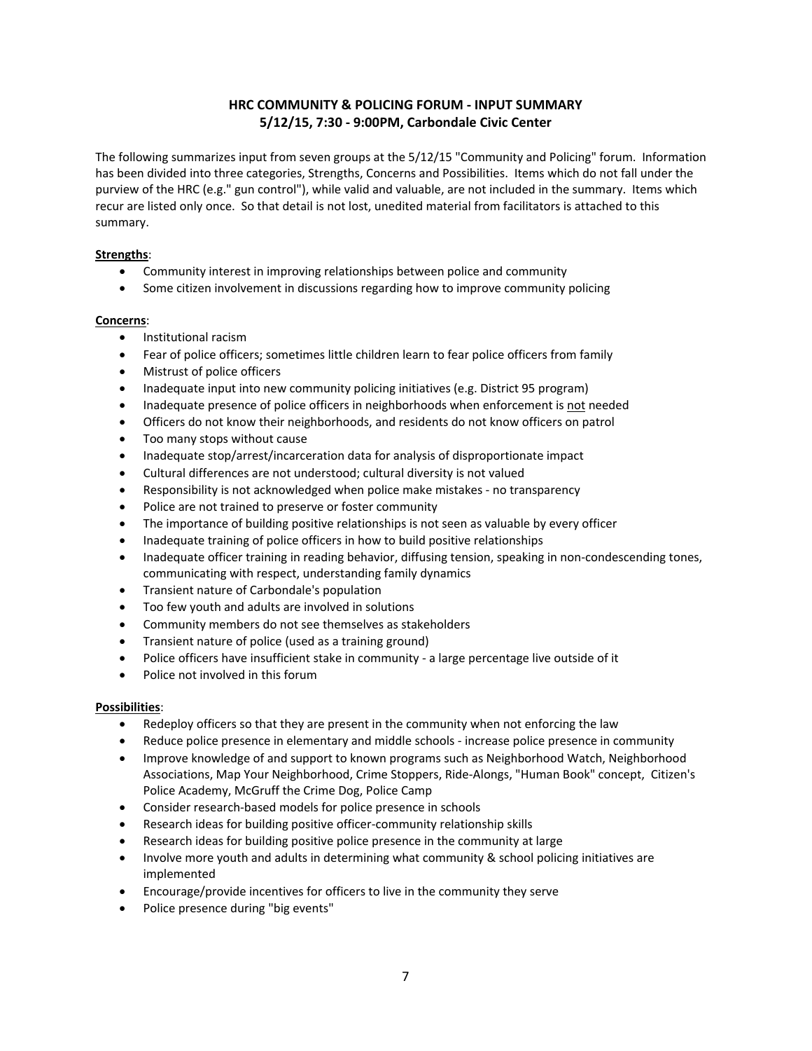## HRC COMMUNITY & POLICING FORUM - INPUT SUMMARY
## 5/12/15, 7:30 - 9:00PM, Carbondale Civic Center

The following summarizes input from seven groups at the 5/12/15 "Community and Policing" forum. Information has been divided into three categories, Strengths, Concerns and Possibilities. Items which do not fall under the purview of the HRC (e.g." gun control"), while valid and valuable, are not included in the summary. Items which recur are listed only once. So that detail is not lost, unedited material from facilitators is attached to this summary.

**Strengths**:

- Community interest in improving relationships between police and community
- Some citizen involvement in discussions regarding how to improve community policing

**Concerns**:

- Institutional racism
- Fear of police officers; sometimes little children learn to fear police officers from family
- Mistrust of police officers
- Inadequate input into new community policing initiatives (e.g. District 95 program)
- Inadequate presence of police officers in neighborhoods when enforcement is not needed
- Officers do not know their neighborhoods, and residents do not know officers on patrol
- Too many stops without cause
- Inadequate stop/arrest/incarceration data for analysis of disproportionate impact
- Cultural differences are not understood; cultural diversity is not valued
- Responsibility is not acknowledged when police make mistakes - no transparency
- Police are not trained to preserve or foster community
- The importance of building positive relationships is not seen as valuable by every officer
- Inadequate training of police officers in how to build positive relationships
- Inadequate officer training in reading behavior, diffusing tension, speaking in non-condescending tones, communicating with respect, understanding family dynamics
- Transient nature of Carbondale's population
- Too few youth and adults are involved in solutions
- Community members do not see themselves as stakeholders
- Transient nature of police (used as a training ground)
- Police officers have insufficient stake in community - a large percentage live outside of it
- Police not involved in this forum

**Possibilities**:

- Redeploy officers so that they are present in the community when not enforcing the law
- Reduce police presence in elementary and middle schools - increase police presence in community
- Improve knowledge of and support to known programs such as Neighborhood Watch, Neighborhood Associations, Map Your Neighborhood, Crime Stoppers, Ride-Alongs, "Human Book" concept, Citizen's Police Academy, McGruff the Crime Dog, Police Camp
- Consider research-based models for police presence in schools
- Research ideas for building positive officer-community relationship skills
- Research ideas for building positive police presence in the community at large
- Involve more youth and adults in determining what community & school policing initiatives are implemented
- Encourage/provide incentives for officers to live in the community they serve
- Police presence during "big events"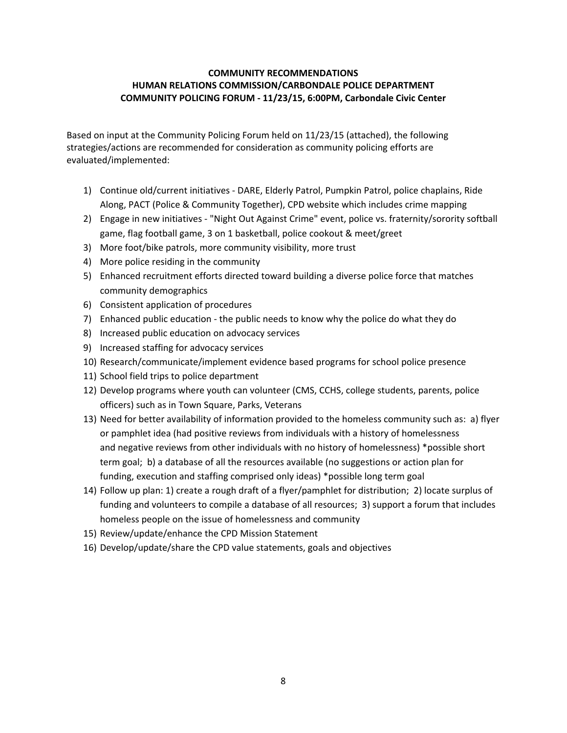**COMMUNITY RECOMMENDATIONS**
**HUMAN RELATIONS COMMISSION/CARBONDALE POLICE DEPARTMENT**
**COMMUNITY POLICING FORUM - 11/23/15, 6:00PM, Carbondale Civic Center**

Based on input at the Community Policing Forum held on 11/23/15 (attached), the following strategies/actions are recommended for consideration as community policing efforts are evaluated/implemented:

1) Continue old/current initiatives - DARE, Elderly Patrol, Pumpkin Patrol, police chaplains, Ride Along, PACT (Police & Community Together), CPD website which includes crime mapping
2) Engage in new initiatives - "Night Out Against Crime" event, police vs. fraternity/sorority softball game, flag football game, 3 on 1 basketball, police cookout & meet/greet
3) More foot/bike patrols, more community visibility, more trust
4) More police residing in the community
5) Enhanced recruitment efforts directed toward building a diverse police force that matches community demographics
6) Consistent application of procedures
7) Enhanced public education - the public needs to know why the police do what they do
8) Increased public education on advocacy services
9) Increased staffing for advocacy services
10) Research/communicate/implement evidence based programs for school police presence
11) School field trips to police department
12) Develop programs where youth can volunteer (CMS, CCHS, college students, parents, police officers) such as in Town Square, Parks, Veterans
13) Need for better availability of information provided to the homeless community such as: a) flyer or pamphlet idea (had positive reviews from individuals with a history of homelessness and negative reviews from other individuals with no history of homelessness) *possible short term goal; b) a database of all the resources available (no suggestions or action plan for funding, execution and staffing comprised only ideas) *possible long term goal
14) Follow up plan: 1) create a rough draft of a flyer/pamphlet for distribution; 2) locate surplus of funding and volunteers to compile a database of all resources; 3) support a forum that includes homeless people on the issue of homelessness and community
15) Review/update/enhance the CPD Mission Statement
16) Develop/update/share the CPD value statements, goals and objectives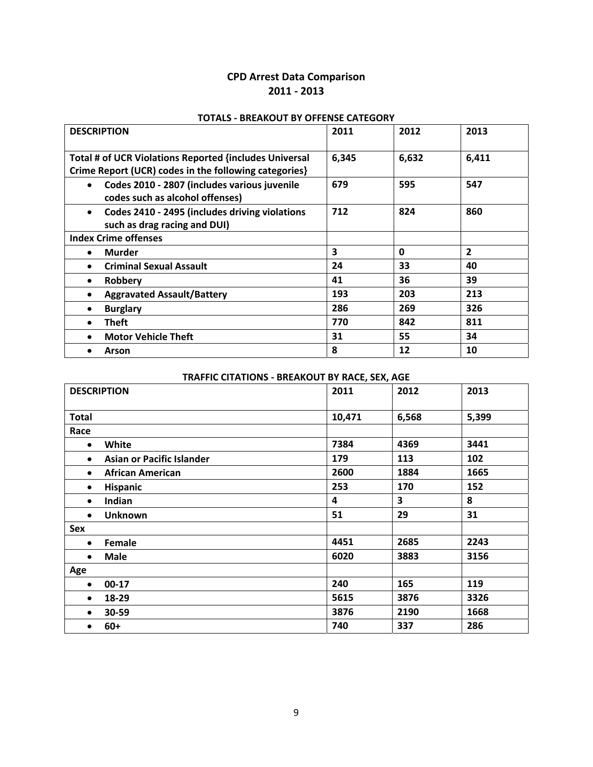# CPD Arrest Data Comparison
# 2011 - 2013

### TOTALS - BREAKOUT BY OFFENSE CATEGORY

| DESCRIPTION | 2011 | 2012 | 2013 |
|---|---|---|---|
| **Total # of UCR Violations Reported {includes Universal Crime Report (UCR) codes in the following categories}** | **6,345** | **6,632** | **6,411** |
| • **Codes 2010 - 2807 (includes various juvenile codes such as alcohol offenses)** | **679** | **595** | **547** |
| • **Codes 2410 - 2495 (includes driving violations such as drag racing and DUI)** | **712** | **824** | **860** |
| **Index Crime offenses** | | | |
| • **Murder** | **3** | **0** | **2** |
| • **Criminal Sexual Assault** | **24** | **33** | **40** |
| • **Robbery** | **41** | **36** | **39** |
| • **Aggravated Assault/Battery** | **193** | **203** | **213** |
| • **Burglary** | **286** | **269** | **326** |
| • **Theft** | **770** | **842** | **811** |
| • **Motor Vehicle Theft** | **31** | **55** | **34** |
| • **Arson** | **8** | **12** | **10** |

### TRAFFIC CITATIONS - BREAKOUT BY RACE, SEX, AGE

| DESCRIPTION | 2011 | 2012 | 2013 |
|---|---|---|---|
| **Total** | **10,471** | **6,568** | **5,399** |
| **Race** | | | |
| • **White** | **7384** | **4369** | **3441** |
| • **Asian or Pacific Islander** | **179** | **113** | **102** |
| • **African American** | **2600** | **1884** | **1665** |
| • **Hispanic** | **253** | **170** | **152** |
| • **Indian** | **4** | **3** | **8** |
| • **Unknown** | **51** | **29** | **31** |
| **Sex** | | | |
| • **Female** | **4451** | **2685** | **2243** |
| • **Male** | **6020** | **3883** | **3156** |
| **Age** | | | |
| • **00-17** | **240** | **165** | **119** |
| • **18-29** | **5615** | **3876** | **3326** |
| • **30-59** | **3876** | **2190** | **1668** |
| • **60+** | **740** | **337** | **286** |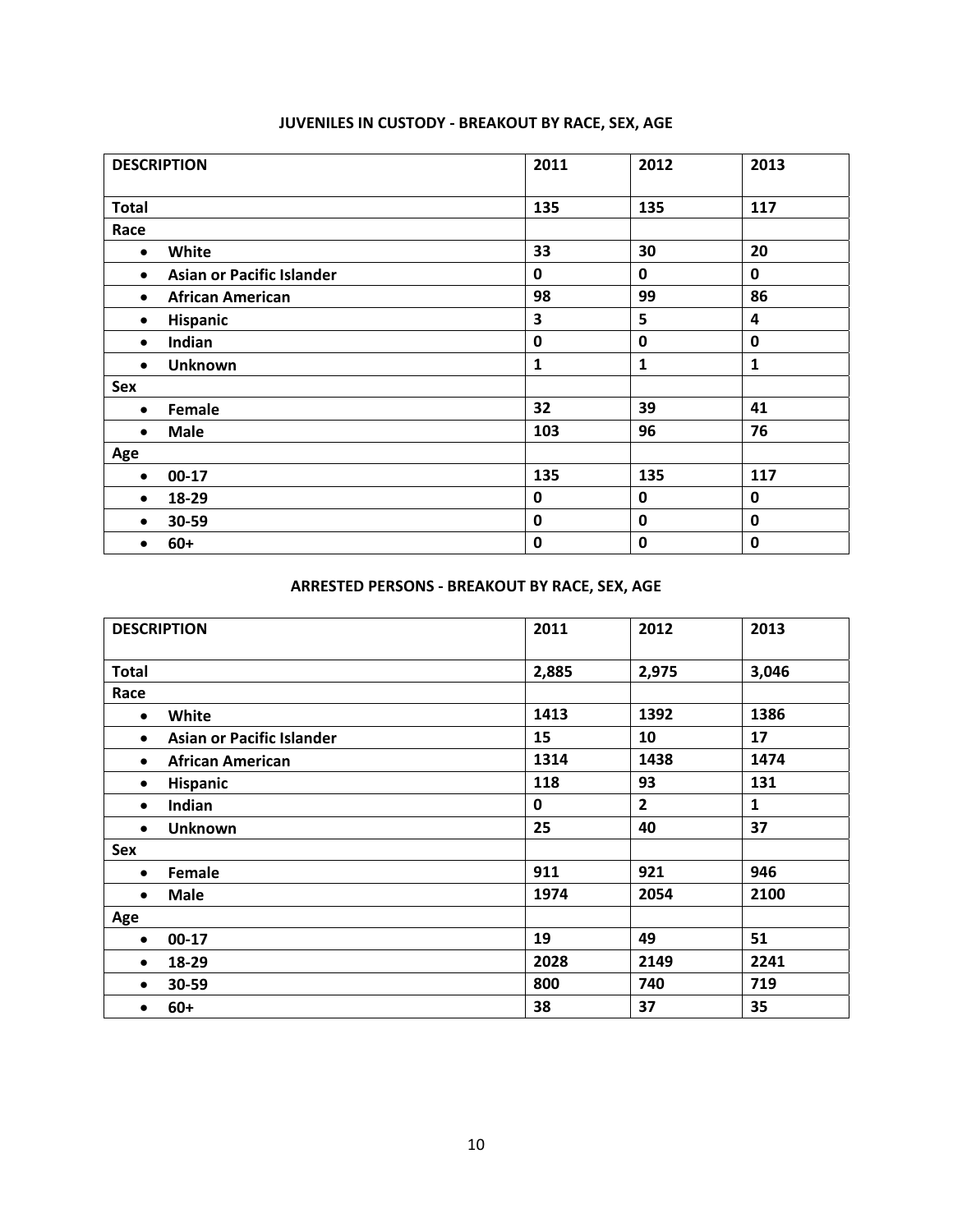## JUVENILES IN CUSTODY - BREAKOUT BY RACE, SEX, AGE

| DESCRIPTION | 2011 | 2012 | 2013 |
|---|---|---|---|
| **Total** | **135** | **135** | **117** |
| **Race** | | | |
| • **White** | **33** | **30** | **20** |
| • **Asian or Pacific Islander** | **0** | **0** | **0** |
| • **African American** | **98** | **99** | **86** |
| • **Hispanic** | **3** | **5** | **4** |
| • **Indian** | **0** | **0** | **0** |
| • **Unknown** | **1** | **1** | **1** |
| **Sex** | | | |
| • **Female** | **32** | **39** | **41** |
| • **Male** | **103** | **96** | **76** |
| **Age** | | | |
| • **00-17** | **135** | **135** | **117** |
| • **18-29** | **0** | **0** | **0** |
| • **30-59** | **0** | **0** | **0** |
| • **60+** | **0** | **0** | **0** |

## ARRESTED PERSONS - BREAKOUT BY RACE, SEX, AGE

| DESCRIPTION | 2011 | 2012 | 2013 |
|---|---|---|---|
| **Total** | **2,885** | **2,975** | **3,046** |
| **Race** | | | |
| • **White** | **1413** | **1392** | **1386** |
| • **Asian or Pacific Islander** | **15** | **10** | **17** |
| • **African American** | **1314** | **1438** | **1474** |
| • **Hispanic** | **118** | **93** | **131** |
| • **Indian** | **0** | **2** | **1** |
| • **Unknown** | **25** | **40** | **37** |
| **Sex** | | | |
| • **Female** | **911** | **921** | **946** |
| • **Male** | **1974** | **2054** | **2100** |
| **Age** | | | |
| • **00-17** | **19** | **49** | **51** |
| • **18-29** | **2028** | **2149** | **2241** |
| • **30-59** | **800** | **740** | **719** |
| • **60+** | **38** | **37** | **35** |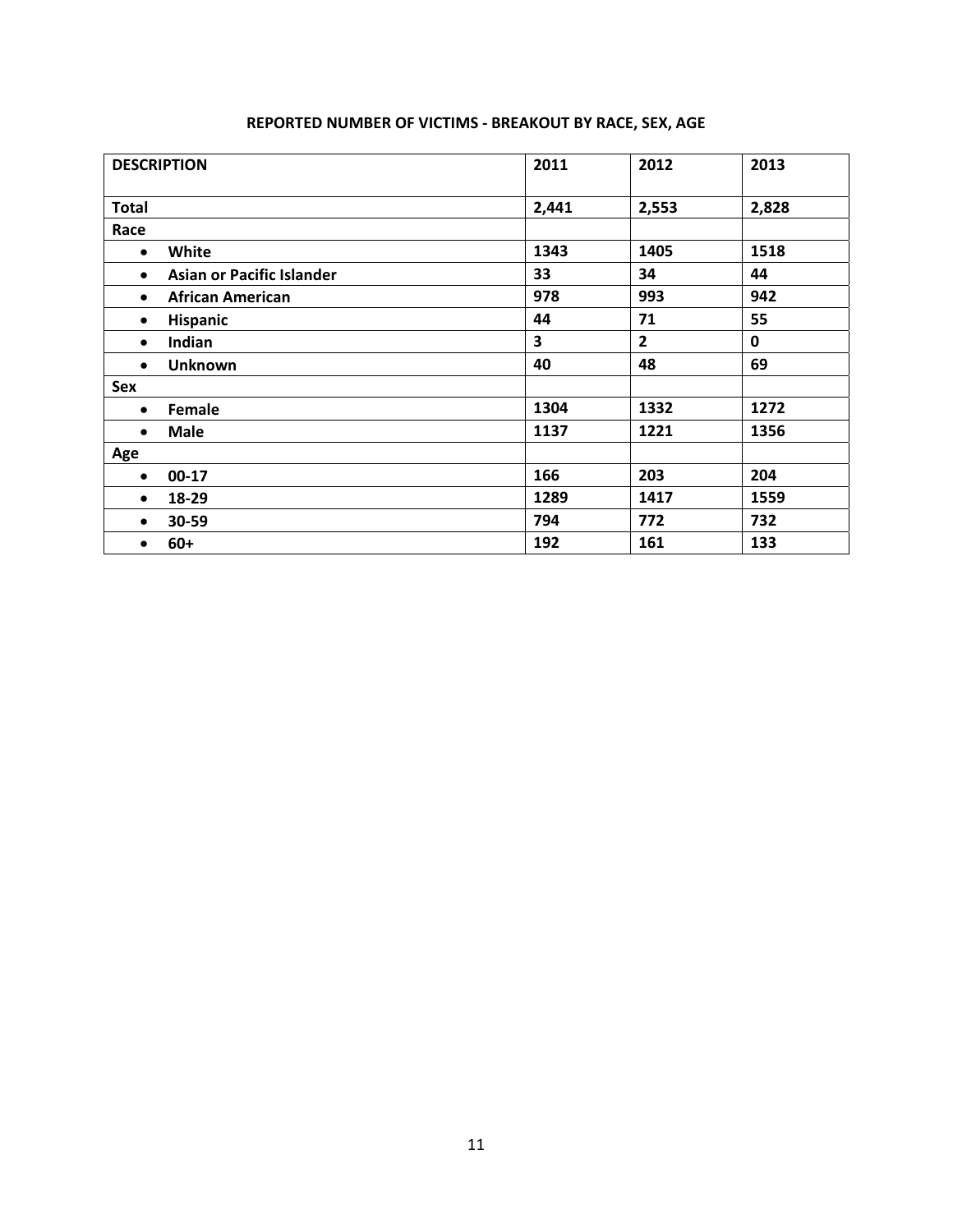## REPORTED NUMBER OF VICTIMS - BREAKOUT BY RACE, SEX, AGE

| DESCRIPTION | 2011 | 2012 | 2013 |
|---|---|---|---|
| **Total** | **2,441** | **2,553** | **2,828** |
| **Race** | | | |
| • **White** | **1343** | **1405** | **1518** |
| • **Asian or Pacific Islander** | **33** | **34** | **44** |
| • **African American** | **978** | **993** | **942** |
| • **Hispanic** | **44** | **71** | **55** |
| • **Indian** | **3** | **2** | **0** |
| • **Unknown** | **40** | **48** | **69** |
| **Sex** | | | |
| • **Female** | **1304** | **1332** | **1272** |
| • **Male** | **1137** | **1221** | **1356** |
| **Age** | | | |
| • **00-17** | **166** | **203** | **204** |
| • **18-29** | **1289** | **1417** | **1559** |
| • **30-59** | **794** | **772** | **732** |
| • **60+** | **192** | **161** | **133** |